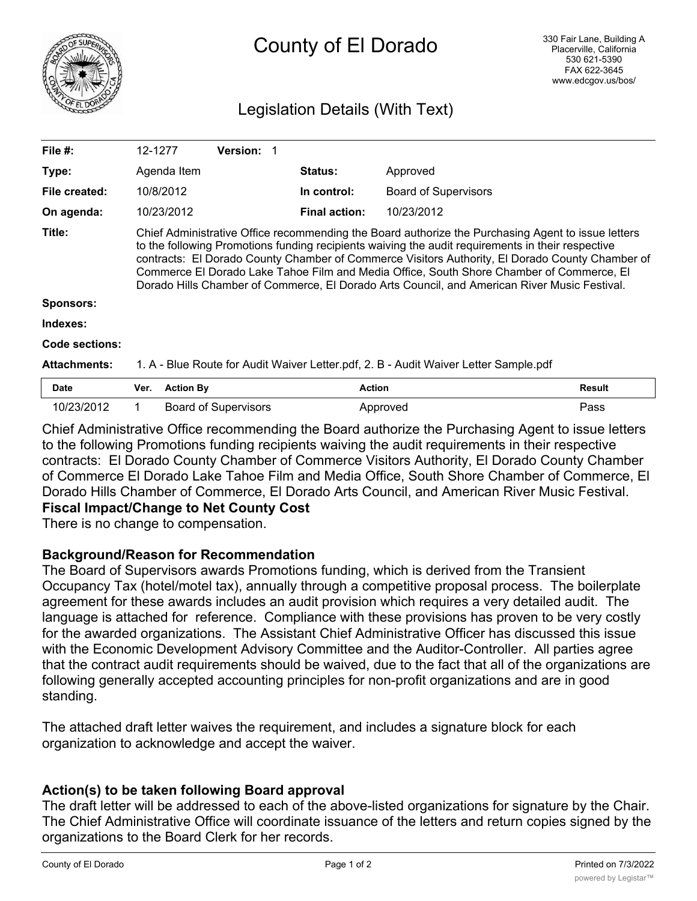# County of El Dorado

330 Fair Lane, Building A
Placerville, California
530 621-5390
FAX 622-3645
www.edcgov.us/bos/

## Legislation Details (With Text)

| | | | |
|---|---|---|---|
| **File #:** | 12-1277 **Version:** 1 | | |
| **Type:** | Agenda Item | **Status:** | Approved |
| **File created:** | 10/8/2012 | **In control:** | Board of Supervisors |
| **On agenda:** | 10/23/2012 | **Final action:** | 10/23/2012 |

**Title:** Chief Administrative Office recommending the Board authorize the Purchasing Agent to issue letters to the following Promotions funding recipients waiving the audit requirements in their respective contracts: El Dorado County Chamber of Commerce Visitors Authority, El Dorado County Chamber of Commerce El Dorado Lake Tahoe Film and Media Office, South Shore Chamber of Commerce, El Dorado Hills Chamber of Commerce, El Dorado Arts Council, and American River Music Festival.

**Sponsors:**

**Indexes:**

**Code sections:**

**Attachments:** 1. A - Blue Route for Audit Waiver Letter.pdf, 2. B - Audit Waiver Letter Sample.pdf

| Date | Ver. | Action By | Action | Result |
|---|---|---|---|---|
| 10/23/2012 | 1 | Board of Supervisors | Approved | Pass |

Chief Administrative Office recommending the Board authorize the Purchasing Agent to issue letters to the following Promotions funding recipients waiving the audit requirements in their respective contracts: El Dorado County Chamber of Commerce Visitors Authority, El Dorado County Chamber of Commerce El Dorado Lake Tahoe Film and Media Office, South Shore Chamber of Commerce, El Dorado Hills Chamber of Commerce, El Dorado Arts Council, and American River Music Festival.

**Fiscal Impact/Change to Net County Cost**

There is no change to compensation.

**Background/Reason for Recommendation**

The Board of Supervisors awards Promotions funding, which is derived from the Transient Occupancy Tax (hotel/motel tax), annually through a competitive proposal process. The boilerplate agreement for these awards includes an audit provision which requires a very detailed audit. The language is attached for reference. Compliance with these provisions has proven to be very costly for the awarded organizations. The Assistant Chief Administrative Officer has discussed this issue with the Economic Development Advisory Committee and the Auditor-Controller. All parties agree that the contract audit requirements should be waived, due to the fact that all of the organizations are following generally accepted accounting principles for non-profit organizations and are in good standing.

The attached draft letter waives the requirement, and includes a signature block for each organization to acknowledge and accept the waiver.

**Action(s) to be taken following Board approval**

The draft letter will be addressed to each of the above-listed organizations for signature by the Chair. The Chief Administrative Office will coordinate issuance of the letters and return copies signed by the organizations to the Board Clerk for her records.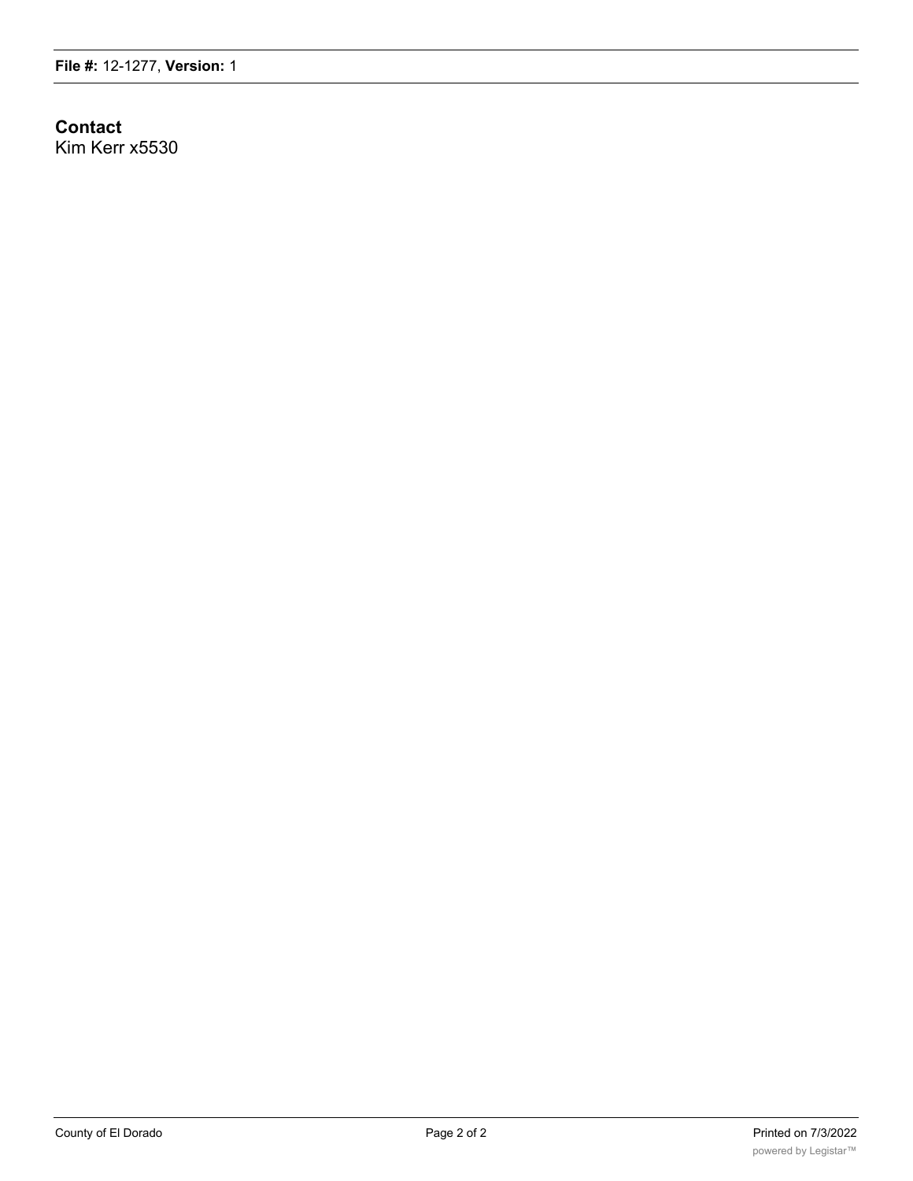**Contact**
Kim Kerr x5530